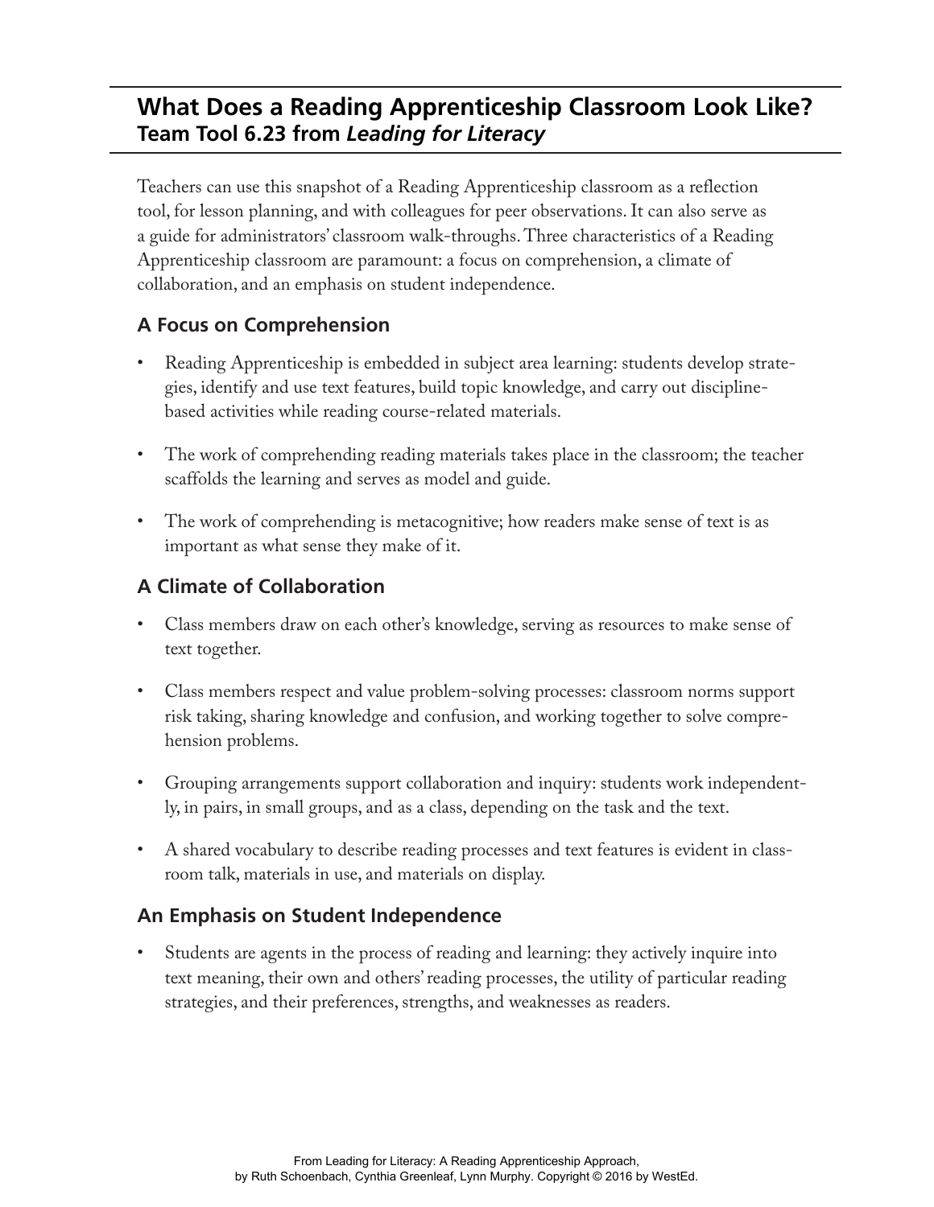# What Does a Reading Apprenticeship Classroom Look Like?
## Team Tool 6.23 from *Leading for Literacy*

Teachers can use this snapshot of a Reading Apprenticeship classroom as a reflection tool, for lesson planning, and with colleagues for peer observations. It can also serve as a guide for administrators' classroom walk-throughs. Three characteristics of a Reading Apprenticeship classroom are paramount: a focus on comprehension, a climate of collaboration, and an emphasis on student independence.

### A Focus on Comprehension

- Reading Apprenticeship is embedded in subject area learning: students develop strategies, identify and use text features, build topic knowledge, and carry out discipline-based activities while reading course-related materials.
- The work of comprehending reading materials takes place in the classroom; the teacher scaffolds the learning and serves as model and guide.
- The work of comprehending is metacognitive; how readers make sense of text is as important as what sense they make of it.

### A Climate of Collaboration

- Class members draw on each other's knowledge, serving as resources to make sense of text together.
- Class members respect and value problem-solving processes: classroom norms support risk taking, sharing knowledge and confusion, and working together to solve comprehension problems.
- Grouping arrangements support collaboration and inquiry: students work independently, in pairs, in small groups, and as a class, depending on the task and the text.
- A shared vocabulary to describe reading processes and text features is evident in classroom talk, materials in use, and materials on display.

### An Emphasis on Student Independence

- Students are agents in the process of reading and learning: they actively inquire into text meaning, their own and others' reading processes, the utility of particular reading strategies, and their preferences, strengths, and weaknesses as readers.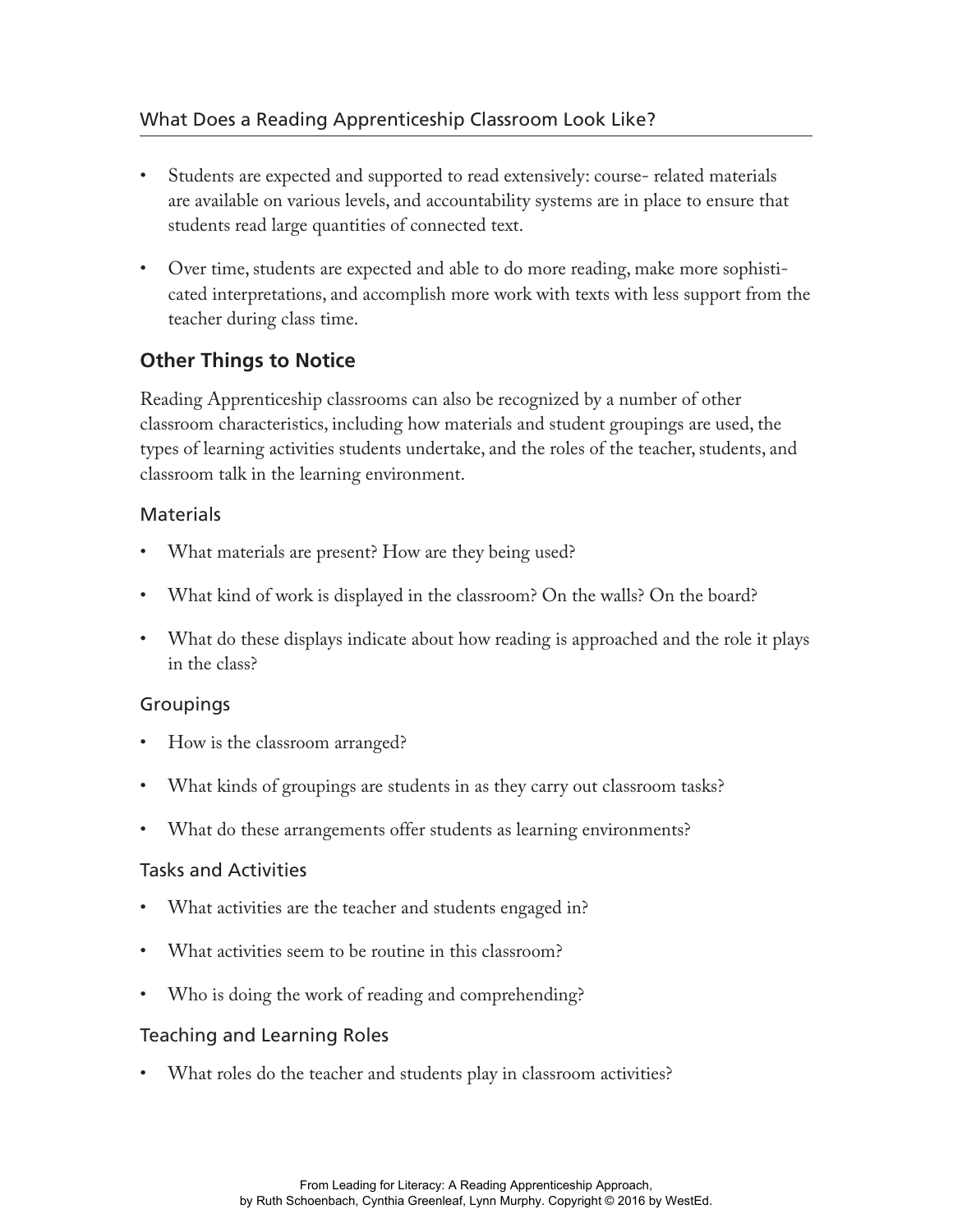- Students are expected and supported to read extensively: course- related materials are available on various levels, and accountability systems are in place to ensure that students read large quantities of connected text.

- Over time, students are expected and able to do more reading, make more sophisticated interpretations, and accomplish more work with texts with less support from the teacher during class time.

## Other Things to Notice

Reading Apprenticeship classrooms can also be recognized by a number of other classroom characteristics, including how materials and student groupings are used, the types of learning activities students undertake, and the roles of the teacher, students, and classroom talk in the learning environment.

### Materials

- What materials are present? How are they being used?

- What kind of work is displayed in the classroom? On the walls? On the board?

- What do these displays indicate about how reading is approached and the role it plays in the class?

### Groupings

- How is the classroom arranged?

- What kinds of groupings are students in as they carry out classroom tasks?

- What do these arrangements offer students as learning environments?

### Tasks and Activities

- What activities are the teacher and students engaged in?

- What activities seem to be routine in this classroom?

- Who is doing the work of reading and comprehending?

### Teaching and Learning Roles

- What roles do the teacher and students play in classroom activities?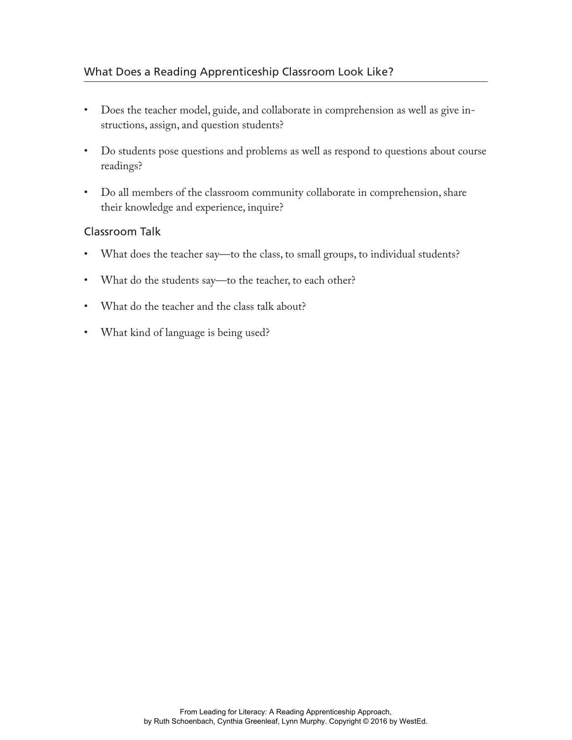- Does the teacher model, guide, and collaborate in comprehension as well as give instructions, assign, and question students?
- Do students pose questions and problems as well as respond to questions about course readings?
- Do all members of the classroom community collaborate in comprehension, share their knowledge and experience, inquire?

## Classroom Talk

- What does the teacher say—to the class, to small groups, to individual students?
- What do the students say—to the teacher, to each other?
- What do the teacher and the class talk about?
- What kind of language is being used?